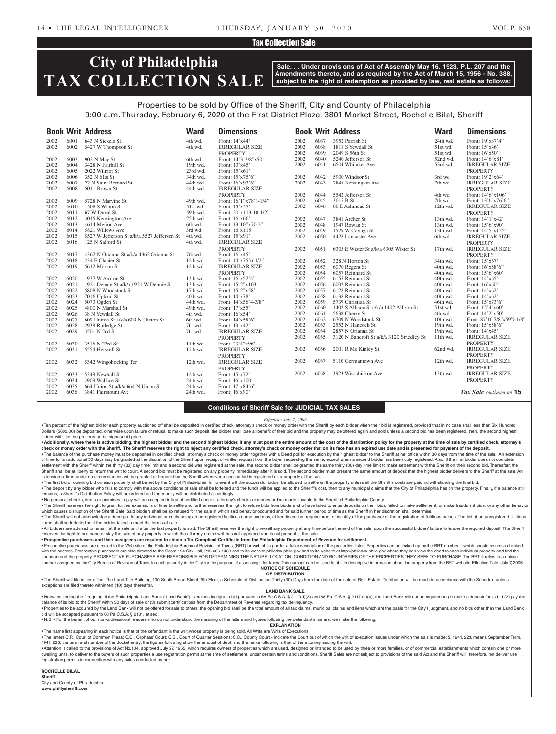## Tax Collection Sale

# City of Philadelphia TAX COLLECTION SALE

**Sale. . . Under provisions of Act of Assembly May 16, 1923, P.L. 207 and the Amendments thereto, and as required by the Act of March 15, 1956 - No. 388, subject to the right of redemption as provided by law, real estate as follows:**

Properties to be sold by Office of the Sheriff, City and County of Philadelphia
9:00 a.m. Thursday, February 6, 2020 at the First District Plaza, 3801 Market Street, Rochelle Bilal, Sheriff

| Book | Writ | Address | Ward | Dimensions |
|---|---|---|---|---|
| 2002 | 6001 | 643 N Sickels St | 4th wd. | Front: 14'x44' |
| 2002 | 6002 | 5427 W Thompson St | 4th wd. | IRREGULAR SIZE PROPERTY |
| 2002 | 6003 | 902 N May St | 6th wd. | Front: 14'3-3/8"x50' |
| 2002 | 6004 | 3428 N Fairhill St | 19th wd. | Front: 13'x45' |
| 2002 | 6005 | 2022 Wilmot St | 23rd wd. | Front: 15'x61' |
| 2002 | 6006 | 352 N 61st St | 34th wd. | Front: 15'x75'6" |
| 2002 | 6007 | 22 N Saint Bernard St | 44th wd. | Front: 16'x93'6" |
| 2002 | 6008 | 5011 Brown St | 44th wd. | IRREGULAR SIZE PROPERTY |
| 2002 | 6009 | 5728 N Marvine St | 49th wd. | Front: 16'1"x78'1-1/4" |
| 2002 | 6010 | 1508 S Wilton St | 51st wd. | Front: 15'x55' |
| 2002 | 6011 | 67 W Duval St | 59th wd. | Front: 30'x113'10-1/2" |
| 2002 | 6012 | 3015 Kensington Ave | 25th wd. | Front: 16'x66' |
| 2002 | 6013 | 4614 Merion Ave | 6th wd. | Front: 13'10"x70'2" |
| 2002 | 6014 | 5821 Willows Ave | 3rd wd. | Front: 16'x115' |
| 2002 | 6015 | 5527 W Jefferson St a/k/a 5527 Jefferson St | 4th wd. | Front: 15'x91' |
| 2002 | 6016 | 125 N Salford St | 4th wd. | IRREGULAR SIZE PROPERTY |
| 2002 | 6017 | 4362 N Orianna St a/k/a 4362 Orianna St | 7th wd. | Front: 16'x45' |
| 2002 | 6018 | 234 E Clapier St | 12th wd. | Front: 14'x75'6-1/2" |
| 2002 | 6019 | 5612 Morton St | 12th wd. | IRREGULAR SIZE PROPERTY |
| 2002 | 6020 | 1937 W Airdrie St | 13th wd. | Front: 16'x52'4" |
| 2002 | 6021 | 1921 Dennie St a/k/a 1921 W Dennie St | 13th wd. | Front: 15'2"x103' |
| 2002 | 6022 | 5808 N Woodstock St | 17th wd. | Front: 15'2"x58' |
| 2002 | 6023 | 7016 Upland St | 40th wd. | Front: 14'x78' |
| 2002 | 6024 | 5073 Ogden St | 44th wd. | Front: 14'x56'4-3/8" |
| 2002 | 6025 | 4800 N Marshall St | 49th wd. | Front: 17'x55' |
| 2002 | 6026 | 38 N Yewdall St | 4th wd. | Front: 16'x54' |
| 2002 | 6027 | 609 Hutton St a/k/a 609 N Hutton St | 6th wd. | Front: 14'x58'6" |
| 2002 | 6028 | 2938 Rutledge St | 7th wd. | Front: 13'x42' |
| 2002 | 6029 | 3501 N 2nd St | 7th wd. | IRREGULAR SIZE PROPERTY |
| 2002 | 6030 | 3516 N 23rd St | 11th wd. | Front: 23'4"x96' |
| 2002 | 6031 | 5554 Heiskell St | 12th wd. | IRREGULAR SIZE PROPERTY |
| 2002 | 6032 | 5342 Wingohocking Ter | 12th wd. | IRREGULAR SIZE PROPERTY |
| 2002 | 6033 | 5349 Newhall St | 12th wd. | Front: 15'x72' |
| 2002 | 6034 | 3909 Wallace St | 24th wd. | Front: 16'x100' |
| 2002 | 6035 | 664 Union St a/k/a 664 N Union St | 24th wd. | Front: 17'x84'6" |
| 2002 | 6036 | 3841 Fairmount Ave | 24th wd. | Front: 16'x90' |
| 2002 | 6037 | 3952 Parrish St | 24th wd. | Front: 19'x87'4" |
| 2002 | 6038 | 1818 S Yewdall St | 51st wd. | Front: 15'x46' |
| 2002 | 6039 | 2049 S 56th St | 51st wd. | Front: 16'x50' |
| 2002 | 6040 | 5240 Jefferson St | 52nd wd. | Front: 14'6"x81' |
| 2002 | 6041 | 6504 Whitaker Ave | 53rd wd. | IRREGULAR SIZE PROPERTY |
| 2002 | 6042 | 5900 Windsor St | 3rd wd. | Front: 19'2"x64' |
| 2002 | 6043 | 2848 Kensington Ave | 7th wd. | IRREGULAR SIZE PROPERTY |
| 2002 | 6044 | 5542 Jefferson St | 4th wd. | Front: 14'6"x106' |
| 2002 | 6045 | 3015 B St | 7th wd. | Front: 13'6"x76'6" |
| 2002 | 6046 | 60 E Ashmead St | 12th wd. | IRREGULAR SIZE PROPERTY |
| 2002 | 6047 | 3841 Archer St | 13th wd. | Front: 14'1"x42' |
| 2002 | 6048 | 1947 Rowan St | 13th wd. | Front: 15'6"x90' |
| 2002 | 6049 | 1529 W Cayuga St | 13th wd. | Front: 14'5"x125' |
| 2002 | 6050 | 4428 Lancaster Ave | 6th wd. | IRREGULAR SIZE PROPERTY |
| 2002 | 6051 | 6305 E Wister St a/k/a 6305 Wister St | 17th wd. | IRREGULAR SIZE PROPERTY |
| 2002 | 6052 | 328 N Horton St | 34th wd. | Front: 15'x67' |
| 2002 | 6053 | 6070 Regent St | 40th wd. | Front: 16'x58'6" |
| 2002 | 6054 | 6057 Reinhard St | 40th wd. | Front: 15'6"x60' |
| 2002 | 6055 | 6157 Reinhard St | 40th wd. | Front: 14'x65' |
| 2002 | 6056 | 6002 Reinhard St | 40th wd. | Front: 16'x60' |
| 2002 | 6057 | 6128 Reinhard St | 40th wd. | Front: 14'x62' |
| 2002 | 6058 | 6138 Reinhard St | 40th wd. | Front: 14'x62' |
| 2002 | 6059 | 5739 Christian St | 46th wd. | Front: 15'x73'6" |
| 2002 | 6060 | 1402 S Allison St a/k/a 1402 Allison St | 51st wd. | Front: 15'4"x60' |
| 2002 | 6061 | 5638 Cherry St | 4th wd. | Front: 14'2"x50' |
| 2002 | 6062 | 6709 N Woodstock St | 10th wd. | Front: 87'10-7/8"x59'9-1/8" |
| 2002 | 6063 | 2552 N Hancock St | 19th wd. | Front: 15'x58'6" |
| 2002 | 6064 | 2857 N Orianna St | 19th wd. | Front: 14'x45' |
| 2002 | 6065 | 3120 N Bancroft St a/k/a 3120 Smedley St | 11th wd. | IRREGULAR SIZE PROPERTY |
| 2002 | 6066 | 2001 R Mc Kinley St | 62nd wd. | IRREGULAR SIZE PROPERTY |
| 2002 | 6067 | 5110 Germantown Ave | 12th wd. | IRREGULAR SIZE PROPERTY |
| 2002 | 6068 | 3923 Wissahickon Ave | 13th wd. | IRREGULAR SIZE PROPERTY |

***Tax Sale** continues on* **15**

### Conditions of Sheriff Sale for JUDICIAL TAX SALES

*Effective: July 7, 2006*

- Ten percent of the highest bid for each property auctioned off shall be deposited in certified check, attorney's check or money order with the Sheriff by each bidder when their bid is registered, provided that in no case shall less than Six Hundred Dollars ($600.00) be deposited, otherwise upon failure or refusal to make such deposit, the bidder shall lose all benefit of their bid and the property may be offered again and sold unless a second bid has been registered, then, the second highest bidder will take the property at the highest bid price.
- **Additionally, where there is active bidding, the highest bidder, and the second highest bidder, if any must post the entire amount of the cost of the distribution policy for the property at the time of sale by certified check, attorney's check or money order with the Sheriff. The Sheriff reserves the right to reject any certified check, attorney's check or money order that on its face has an expired use date and is presented for payment of the deposit.**
- The balance of the purchase money must be deposited in certified check, attorney's check or money order together with a Deed poll for execution by the highest bidder to the Sheriff at her office within 30 days from the time of the sale. An extension of time for an additional 30 days may be granted at the discretion of the Sheriff upon receipt of written request from the buyer requesting the same, except when a second bidder has been duly registered. Also, if the first bidder does not complete settlement with the Sheriff within the thirty (30) day time limit and a second bid was registered at the sale, the second bidder shall be granted the same thirty (30) day time limit to make settlement with the Sheriff on their second bid. Thereafter, the Sheriff shall be at liberty to return the writ to court. A second bid must be registered on any property immediately after it is sold. The second bidder must present the same amount of deposit that the highest bidder delivers to the Sheriff at the sale. An extension of time under no circumstances will be granted or honored by the Sheriff whenever a second bid is registered on a property at the sale.
- The first bid or opening bid on each property shall be set by the City of Philadelphia. In no event will the successful bidder be allowed to settle on the property unless all the Sheriff's costs are paid notwithstanding the final bid.
- The deposit by any bidder who fails to comply with the above conditions of sale shall be forfeited and the funds will be applied to the Sheriff's cost, then to any municipal claims that the City of Philadelphia has on the property. Finally, if a balance still remains, a Sheriff's Distribution Policy will be ordered and the money will be distributed accordingly.
- No personal checks, drafts or promises to pay will be accepted in lieu of certified checks, attorney's checks or money orders made payable to the Sheriff of Philadelphia County.
- The Sheriff reserves the right to grant further extensions of time to settle and further reserves the right to refuse bids from bidders who have failed to enter deposits on their bids, failed to make settlement, or make fraudulent bids, or any other behavior which causes disruption of the Sheriff Sale. Said bidders shall be so refused for the sale in which said behavior occurred and for said further period of time as the Sheriff in her discretion shall determine.
- The Sheriff will not acknowledge a deed poll to any individual or entity using an unregistered fictitious name and may, at her discretion, require proof of identity of the purchaser or the registration of fictitious names. The bid of an unregistered fictitious name shall be forfeited as if the bidder failed to meet the terms of sale.
- All bidders are advised to remain at the sale until after the last property is sold. The Sheriff reserves the right to re-sell any property at any time before the end of the sale, upon the successful bidders' failure to tender the required deposit. The Sheriff reserves the right to postpone or stay the sale of any property in which the attorney on the writ has not appeared and is not present at the sale.
- **Prospective purchasers and their assignees are required to obtain a Tax Compliant Certificate from the Philadelphia Department of Revenue for settlement.**
- Prospective purchasers are directed to the Web site of the Philadelphia Bureau of Revision of Taxes, (BRT) brtweb.phila.gov for a fuller description of the properties listed. Properties can be looked up by the BRT number – which should be cross checked with the address. Prospective purchasers are also directed to the Room 154 City Hall, 215-686-1483 and to its website philadox.phila.gov and to its website at http://philadox.phila.gov where they can view the deed to each individual property and find the boundaries of the property. PROSPECTIVE PURCHASERS ARE RESPONSIBLE FOR DETERMINING THE NATURE, LOCATION, CONDITION AND BOUNDARIES OF THE PROPERTIES THEY SEEK TO PURCHASE. The BRT # refers to a unique number assigned by the City Bureau of Revision of Taxes to each property in the City for the purpose of assessing it for taxes. This number can be used to obtain descriptive information about the property from the BRT website. Effective Date: July 7, 2006

**NOTICE OF SCHEDULE OF DISTRIBUTION**

- The Sheriff will file in her office, The Land Title Building, 100 South Broad Street, 5th Floor, a Schedule of Distribution Thirty (30) Days from the date of the sale of Real Estate. Distribution will be made in accordance with the Schedule unless exceptions are filed thereto within ten (10) days thereafter.

**LAND BANK SALE**

- Notwithstanding the foregoing, if the Philadelphia Land Bank ("Land Bank") exercises its right to bid pursuant to 68 Pa.C.S.A. § 2117(d)(3) and 68 Pa. C.S.A. § 2117 (d)(4), the Land Bank will not be required to (1) make a deposit for its bid (2) pay the balance of its bid to the Sheriff within 30 days of sale or (3) submit certifications from the Department of Revenue regarding tax delinquency.
- Properties to be acquired by the Land Bank will not be offered for sale to others; the opening bid shall be the total amount of all tax claims, municipal claims and liens which are the basis for the City's judgment, and no bids other than the Land Bank bid will be accepted pursuant to 68 Pa.C.S.A. § 2101, et seq.
- N.B. - For the benefit of our non-professional readers who do not understand the meaning of the letters and figures following the defendant's names, we make the following.

**EXPLANATION**

- The name first appearing in each notice is that of the defendant in the writ whose property is being sold. All Writs are Writs of Executions.
- The letters C.P., Court of Common Pleas; O.C., Orphans' Court; Q.S., Court of Quarter Sessions; C.C., County Court - indicate the Court out of which the writ of execution issues under which the sale is made: S. 1941. 223. means September Term, 1941. 223, the term and number of the docket entry; the figures following show the amount of debt; and the name following is that of the attorney issuing the writ.
- Attention is called to the provisions of Act No.104, approved July 27, 1955, which requires owners of properties which are used, designed or intended to be used by three or more families, or of commercial establishments which contain one or more dwelling units, to deliver to the buyers of such properties a use registration permit at the time of settlement, under certain terms and conditions. Sheriff Sales are not subject to provisions of the said Act and the Sheriff will, therefore, not deliver use registration permits in connection with any sales conducted by her.

**ROCHELLE BILAL**
**Sheriff**
City and County of Philadelphia
**www.phillysheriff.com**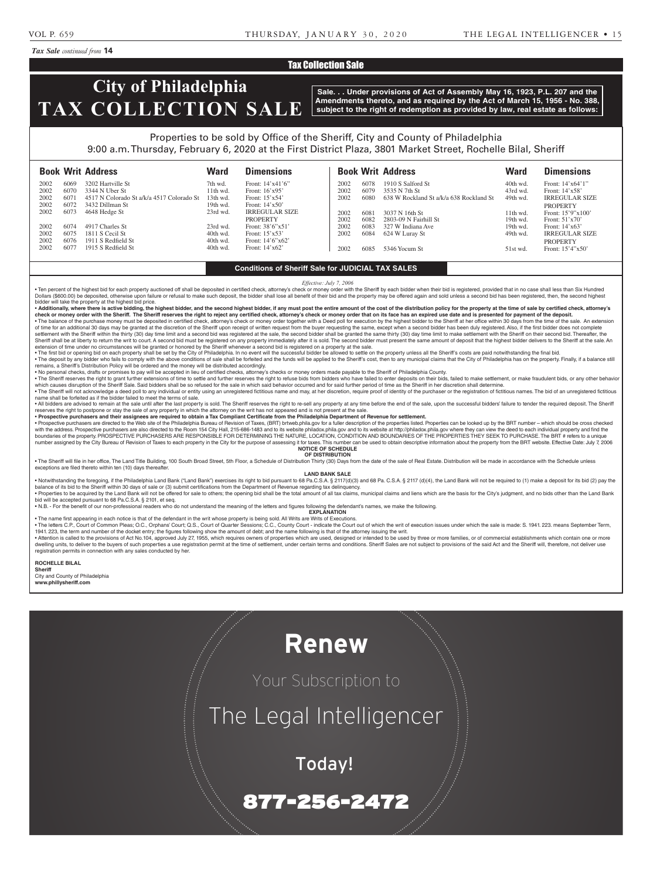*Tax Sale continued from* **14**

Tax Collection Sale

# City of Philadelphia TAX COLLECTION SALE

**Sale. . . Under provisions of Act of Assembly May 16, 1923, P.L. 207 and the Amendments thereto, and as required by the Act of March 15, 1956 - No. 388, subject to the right of redemption as provided by law, real estate as follows:**

Properties to be sold by Office of the Sheriff, City and County of Philadelphia
9:00 a.m. Thursday, February 6, 2020 at the First District Plaza, 3801 Market Street, Rochelle Bilal, Sheriff

| Book | Writ | Address | Ward | Dimensions |
|---|---|---|---|---|
| 2002 | 6069 | 3202 Hartville St | 7th wd. | Front: 14'x41'6" |
| 2002 | 6070 | 3344 N Uber St | 11th wd. | Front: 16'x95' |
| 2002 | 6071 | 4517 N Colorado St a/k/a 4517 Colorado St | 13th wd. | Front: 15'x54' |
| 2002 | 6072 | 3432 Dillman St | 19th wd. | Front: 14'x50' |
| 2002 | 6073 | 4648 Hedge St | 23rd wd. | IRREGULAR SIZE PROPERTY |
| 2002 | 6074 | 4917 Charles St | 23rd wd. | Front: 38'6"x51' |
| 2002 | 6075 | 1811 S Cecil St | 40th wd. | Front: 15'x53' |
| 2002 | 6076 | 1911 S Redfield St | 40th wd. | Front: 14'6"x62' |
| 2002 | 6077 | 1915 S Redfield St | 40th wd. | Front: 14'x62' |
| 2002 | 6078 | 1910 S Salford St | 40th wd. | Front: 14'x64'1" |
| 2002 | 6079 | 3535 N 7th St | 43rd wd. | Front: 14'x58' |
| 2002 | 6080 | 638 W Rockland St a/k/a 638 Rockland St | 49th wd. | IRREGULAR SIZE PROPERTY |
| 2002 | 6081 | 3037 N 16th St | 11th wd. | Front: 15'9"x100' |
| 2002 | 6082 | 2803-09 N Fairhill St | 19th wd. | Front: 51'x70' |
| 2002 | 6083 | 327 W Indiana Ave | 19th wd. | Front: 14'x63' |
| 2002 | 6084 | 624 W Luray St | 49th wd. | IRREGULAR SIZE PROPERTY |
| 2002 | 6085 | 5346 Yocum St | 51st wd. | Front: 15'4"x50' |

## Conditions of Sheriff Sale for JUDICIAL TAX SALES

*Effective: July 7, 2006*

• Ten percent of the highest bid for each property auctioned off shall be deposited in certified check, attorney's check or money order with the Sheriff by each bidder when their bid is registered, provided that in no case shall less than Six Hundred Dollars ($600.00) be deposited, otherwise upon failure or refusal to make such deposit, the bidder shall lose all benefit of their bid and the property may be offered again and sold unless a second bid has been registered, then, the second highest bidder will take the property at the highest bid price.

• **Additionally, where there is active bidding, the highest bidder, and the second highest bidder, if any must post the entire amount of the cost of the distribution policy for the property at the time of sale by certified check, attorney's check or money order with the Sheriff. The Sheriff reserves the right to reject any certified check, attorney's check or money order that on its face has an expired use date and is presented for payment of the deposit.**

• The balance of the purchase money must be deposited in certified check, attorney's check or money order together with a Deed poll for execution by the highest bidder to the Sheriff at her office within 30 days from the time of the sale. An extension of time for an additional 30 days may be granted at the discretion of the Sheriff upon receipt of written request from the buyer requesting the same, except when a second bidder has been duly registered. Also, if the first bidder does not complete settlement with the Sheriff within the thirty (30) day time limit and a second bid was registered at the sale, the second bidder shall be granted the same thirty (30) day time limit to make settlement with the Sheriff on their second bid. Thereafter, the Sheriff shall be at liberty to return the writ to court. A second bid must be registered on any property immediately after it is sold. The second bidder must present the same amount of deposit that the highest bidder delivers to the Sheriff at the sale. An extension of time under no circumstances will be granted or honored by the Sheriff whenever a second bid is registered on a property at the sale.

• The first bid or opening bid on each property shall be set by the City of Philadelphia. In no event will the successful bidder be allowed to settle on the property unless all the Sheriff's costs are paid notwithstanding the final bid.

• The deposit by any bidder who fails to comply with the above conditions of sale shall be forfeited and the funds will be applied to the Sheriff's cost, then to any municipal claims that the City of Philadelphia has on the property. Finally, if a balance still remains, a Sheriff's Distribution Policy will be ordered and the money will be distributed accordingly.

• No personal checks, drafts or promises to pay will be accepted in lieu of certified checks, attorney's checks or money orders made payable to the Sheriff of Philadelphia County.

• The Sheriff reserves the right to grant further extensions of time to settle and further reserves the right to refuse bids from bidders who have failed to enter deposits on their bids, failed to make settlement, or make fraudulent bids, or any other behavior which causes disruption of the Sheriff Sale. Said bidders shall be so refused for the sale in which said behavior occurred and for said further period of time as the Sheriff in her discretion shall determine.

• The Sheriff will not acknowledge a deed poll to any individual or entity using an unregistered fictitious name and may, at her discretion, require proof of identity of the purchaser or the registration of fictitious names. The bid of an unregistered fictitious name shall be forfeited as if the bidder failed to meet the terms of sale.

• All bidders are advised to remain at the sale until after the last property is sold. The Sheriff reserves the right to re-sell any property at any time before the end of the sale, upon the successful bidders' failure to tender the required deposit. The Sheriff reserves the right to postpone or stay the sale of any property in which the attorney on the writ has not appeared and is not present at the sale.

• **Prospective purchasers and their assignees are required to obtain a Tax Compliant Certificate from the Philadelphia Department of Revenue for settlement.**

• Prospective purchasers are directed to the Web site of the Philadelphia Bureau of Revision of Taxes, (BRT) brtweb.phila.gov for a fuller description of the properties listed. Properties can be looked up by the BRT number – which should be cross checked with the address. Prospective purchasers are also directed to the Room 154 City Hall, 215-686-1483 and to its website philadox.phila.gov and to its website at http://philadox.phila.gov where they can view the deed to each individual property and find the boundaries of the property. PROSPECTIVE PURCHASERS ARE RESPONSIBLE FOR DETERMINING THE NATURE, LOCATION, CONDITION AND BOUNDARIES OF THE PROPERTIES THEY SEEK TO PURCHASE. The BRT # refers to a unique number assigned by the City Bureau of Revision of Taxes to each property in the City for the purpose of assessing it for taxes. This number can be used to obtain descriptive information about the property from the BRT website. Effective Date: July 7, 2006

**NOTICE OF SCHEDULE OF DISTRIBUTION**

• The Sheriff will file in her office, The Land Title Building, 100 South Broad Street, 5th Floor, a Schedule of Distribution Thirty (30) Days from the date of the sale of Real Estate. Distribution will be made in accordance with the Schedule unless exceptions are filed thereto within ten (10) days thereafter.

**LAND BANK SALE**

• Notwithstanding the foregoing, if the Philadelphia Land Bank ("Land Bank") exercises its right to bid pursuant to 68 Pa.C.S.A. § 2117(d)(3) and 68 Pa. C.S.A. § 2117 (d)(4), the Land Bank will not be required to (1) make a deposit for its bid (2) pay the balance of its bid to the Sheriff within 30 days of sale or (3) submit certifications from the Department of Revenue regarding tax delinquency.

• Properties to be acquired by the Land Bank will not be offered for sale to others; the opening bid shall be the total amount of all tax claims, municipal claims and liens which are the basis for the City's judgment, and no bids other than the Land Bank bid will be accepted pursuant to 68 Pa.C.S.A. § 2101, et seq.

• N.B. - For the benefit of our non-professional readers who do not understand the meaning of the letters and figures following the defendant's names, we make the following.

**EXPLANATION**

• The name first appearing in each notice is that of the defendant in the writ whose property is being sold. All Writs are Writs of Executions.

• The letters C.P., Court of Common Pleas; O.C., Orphans' Court; Q.S., Court of Quarter Sessions; C.C., County Court - indicate the Court out of which the writ of execution issues under which the sale is made: S. 1941. 223. means September Term, 1941. 223, the term and number of the docket entry; the figures following show the amount of debt; and the name following is that of the attorney issuing the writ.

• Attention is called to the provisions of Act No.104, approved July 27, 1955, which requires owners of properties which are used, designed or intended to be used by three or more families, or of commercial establishments which contain one or more dwelling units, to deliver to the buyers of such properties a use registration permit at the time of settlement, under certain terms and conditions. Sheriff Sales are not subject to provisions of the said Act and the Sheriff will, therefore, not deliver use registration permits in connection with any sales conducted by her.

**ROCHELLE BILAL**
**Sheriff**
City and County of Philadelphia
**www.phillysheriff.com**

# Renew

Your Subscription to

The Legal Intelligencer

Today!

**877-256-2472**